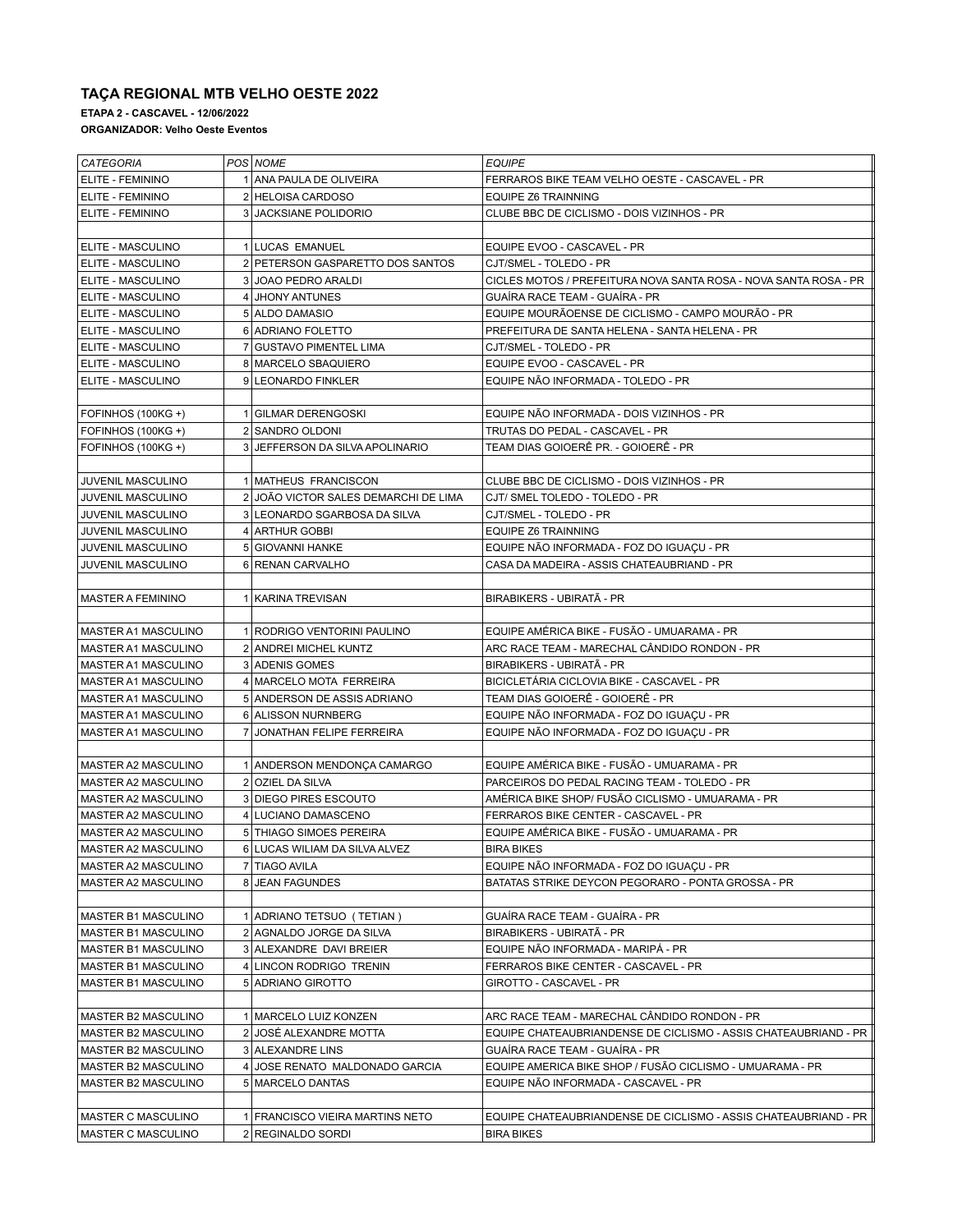# TAÇA REGIONAL MTB VELHO OESTE 2022

**ETAPA 2 - CASCAVEL - 12/06/2022**

**ORGANIZADOR: Velho Oeste Eventos**

| *CATEGORIA* | *POS* | *NOME* | *EQUIPE* |
|---|---|---|---|
| ELITE - FEMININO | 1 | ANA PAULA DE OLIVEIRA | FERRAROS BIKE TEAM VELHO OESTE - CASCAVEL - PR |
| ELITE - FEMININO | 2 | HELOISA CARDOSO | EQUIPE Z6 TRAINNING |
| ELITE - FEMININO | 3 | JACKSIANE POLIDORIO | CLUBE BBC DE CICLISMO - DOIS VIZINHOS - PR |
| | | | |
| ELITE - MASCULINO | 1 | LUCAS EMANUEL | EQUIPE EVOO - CASCAVEL - PR |
| ELITE - MASCULINO | 2 | PETERSON GASPARETTO DOS SANTOS | CJT/SMEL - TOLEDO - PR |
| ELITE - MASCULINO | 3 | JOAO PEDRO ARALDI | CICLES MOTOS / PREFEITURA NOVA SANTA ROSA - NOVA SANTA ROSA - PR |
| ELITE - MASCULINO | 4 | JHONY ANTUNES | GUAÍRA RACE TEAM - GUAÍRA - PR |
| ELITE - MASCULINO | 5 | ALDO DAMASIO | EQUIPE MOURÃOENSE DE CICLISMO - CAMPO MOURÃO - PR |
| ELITE - MASCULINO | 6 | ADRIANO FOLETTO | PREFEITURA DE SANTA HELENA - SANTA HELENA - PR |
| ELITE - MASCULINO | 7 | GUSTAVO PIMENTEL LIMA | CJT/SMEL - TOLEDO - PR |
| ELITE - MASCULINO | 8 | MARCELO SBAQUIERO | EQUIPE EVOO - CASCAVEL - PR |
| ELITE - MASCULINO | 9 | LEONARDO FINKLER | EQUIPE NÃO INFORMADA - TOLEDO - PR |
| | | | |
| FOFINHOS (100KG +) | 1 | GILMAR DERENGOSKI | EQUIPE NÃO INFORMADA - DOIS VIZINHOS - PR |
| FOFINHOS (100KG +) | 2 | SANDRO OLDONI | TRUTAS DO PEDAL - CASCAVEL - PR |
| FOFINHOS (100KG +) | 3 | JEFFERSON DA SILVA APOLINARIO | TEAM DIAS GOIOERÊ PR. - GOIOERÊ - PR |
| | | | |
| JUVENIL MASCULINO | 1 | MATHEUS FRANCISCON | CLUBE BBC DE CICLISMO - DOIS VIZINHOS - PR |
| JUVENIL MASCULINO | 2 | JOÃO VICTOR SALES DEMARCHI DE LIMA | CJT/ SMEL TOLEDO - TOLEDO - PR |
| JUVENIL MASCULINO | 3 | LEONARDO SGARBOSA DA SILVA | CJT/SMEL - TOLEDO - PR |
| JUVENIL MASCULINO | 4 | ARTHUR GOBBI | EQUIPE Z6 TRAINNING |
| JUVENIL MASCULINO | 5 | GIOVANNI HANKE | EQUIPE NÃO INFORMADA - FOZ DO IGUAÇU - PR |
| JUVENIL MASCULINO | 6 | RENAN CARVALHO | CASA DA MADEIRA - ASSIS CHATEAUBRIAND - PR |
| | | | |
| MASTER A FEMININO | 1 | KARINA TREVISAN | BIRABIKERS - UBIRATÃ - PR |
| | | | |
| MASTER A1 MASCULINO | 1 | RODRIGO VENTORINI PAULINO | EQUIPE AMÉRICA BIKE - FUSÃO - UMUARAMA - PR |
| MASTER A1 MASCULINO | 2 | ANDREI MICHEL KUNTZ | ARC RACE TEAM - MARECHAL CÂNDIDO RONDON - PR |
| MASTER A1 MASCULINO | 3 | ADENIS GOMES | BIRABIKERS - UBIRATÃ - PR |
| MASTER A1 MASCULINO | 4 | MARCELO MOTA FERREIRA | BICICLETÁRIA CICLOVIA BIKE - CASCAVEL - PR |
| MASTER A1 MASCULINO | 5 | ANDERSON DE ASSIS ADRIANO | TEAM DIAS GOIOERÊ - GOIOERÊ - PR |
| MASTER A1 MASCULINO | 6 | ALISSON NURNBERG | EQUIPE NÃO INFORMADA - FOZ DO IGUAÇU - PR |
| MASTER A1 MASCULINO | 7 | JONATHAN FELIPE FERREIRA | EQUIPE NÃO INFORMADA - FOZ DO IGUAÇU - PR |
| | | | |
| MASTER A2 MASCULINO | 1 | ANDERSON MENDONÇA CAMARGO | EQUIPE AMÉRICA BIKE - FUSÃO - UMUARAMA - PR |
| MASTER A2 MASCULINO | 2 | OZIEL DA SILVA | PARCEIROS DO PEDAL RACING TEAM - TOLEDO - PR |
| MASTER A2 MASCULINO | 3 | DIEGO PIRES ESCOUTO | AMÉRICA BIKE SHOP/ FUSÃO CICLISMO - UMUARAMA - PR |
| MASTER A2 MASCULINO | 4 | LUCIANO DAMASCENO | FERRAROS BIKE CENTER - CASCAVEL - PR |
| MASTER A2 MASCULINO | 5 | THIAGO SIMOES PEREIRA | EQUIPE AMÉRICA BIKE - FUSÃO - UMUARAMA - PR |
| MASTER A2 MASCULINO | 6 | LUCAS WILIAM DA SILVA ALVEZ | BIRA BIKES |
| MASTER A2 MASCULINO | 7 | TIAGO AVILA | EQUIPE NÃO INFORMADA - FOZ DO IGUAÇU - PR |
| MASTER A2 MASCULINO | 8 | JEAN FAGUNDES | BATATAS STRIKE DEYCON PEGORARO - PONTA GROSSA - PR |
| | | | |
| MASTER B1 MASCULINO | 1 | ADRIANO TETSUO ( TETIAN ) | GUAÍRA RACE TEAM - GUAÍRA - PR |
| MASTER B1 MASCULINO | 2 | AGNALDO JORGE DA SILVA | BIRABIKERS - UBIRATÃ - PR |
| MASTER B1 MASCULINO | 3 | ALEXANDRE DAVI BREIER | EQUIPE NÃO INFORMADA - MARIPÁ - PR |
| MASTER B1 MASCULINO | 4 | LINCON RODRIGO TRENIN | FERRAROS BIKE CENTER - CASCAVEL - PR |
| MASTER B1 MASCULINO | 5 | ADRIANO GIROTTO | GIROTTO - CASCAVEL - PR |
| | | | |
| MASTER B2 MASCULINO | 1 | MARCELO LUIZ KONZEN | ARC RACE TEAM - MARECHAL CÂNDIDO RONDON - PR |
| MASTER B2 MASCULINO | 2 | JOSÉ ALEXANDRE MOTTA | EQUIPE CHATEAUBRIANDENSE DE CICLISMO - ASSIS CHATEAUBRIAND - PR |
| MASTER B2 MASCULINO | 3 | ALEXANDRE LINS | GUAÍRA RACE TEAM - GUAÍRA - PR |
| MASTER B2 MASCULINO | 4 | JOSE RENATO MALDONADO GARCIA | EQUIPE AMERICA BIKE SHOP / FUSÃO CICLISMO - UMUARAMA - PR |
| MASTER B2 MASCULINO | 5 | MARCELO DANTAS | EQUIPE NÃO INFORMADA - CASCAVEL - PR |
| | | | |
| MASTER C MASCULINO | 1 | FRANCISCO VIEIRA MARTINS NETO | EQUIPE CHATEAUBRIANDENSE DE CICLISMO - ASSIS CHATEAUBRIAND - PR |
| MASTER C MASCULINO | 2 | REGINALDO SORDI | BIRA BIKES |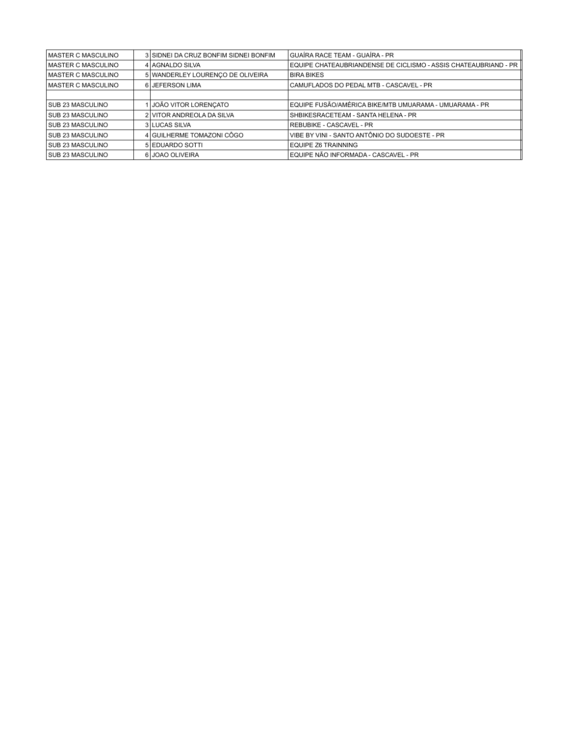| | | | |
|---|---|---|---|
| MASTER C MASCULINO | 3 | SIDNEI DA CRUZ BONFIM SIDNEI BONFIM | GUAÍRA RACE TEAM - GUAÍRA - PR |
| MASTER C MASCULINO | 4 | AGNALDO SILVA | EQUIPE CHATEAUBRIANDENSE DE CICLISMO - ASSIS CHATEAUBRIAND - PR |
| MASTER C MASCULINO | 5 | WANDERLEY LOURENÇO DE OLIVEIRA | BIRA BIKES |
| MASTER C MASCULINO | 6 | JEFERSON LIMA | CAMUFLADOS DO PEDAL MTB - CASCAVEL - PR |
| | | | |
| SUB 23 MASCULINO | 1 | JOÃO VITOR LORENÇATO | EQUIPE FUSÃO/AMÉRICA BIKE/MTB UMUARAMA - UMUARAMA - PR |
| SUB 23 MASCULINO | 2 | VITOR ANDREOLA DA SILVA | SHBIKESRACETEAM - SANTA HELENA - PR |
| SUB 23 MASCULINO | 3 | LUCAS SILVA | REBUBIKE - CASCAVEL - PR |
| SUB 23 MASCULINO | 4 | GUILHERME TOMAZONI CÔGO | VIBE BY VINI - SANTO ANTÔNIO DO SUDOESTE - PR |
| SUB 23 MASCULINO | 5 | EDUARDO SOTTI | EQUIPE Z6 TRAINNING |
| SUB 23 MASCULINO | 6 | JOAO OLIVEIRA | EQUIPE NÃO INFORMADA - CASCAVEL - PR |